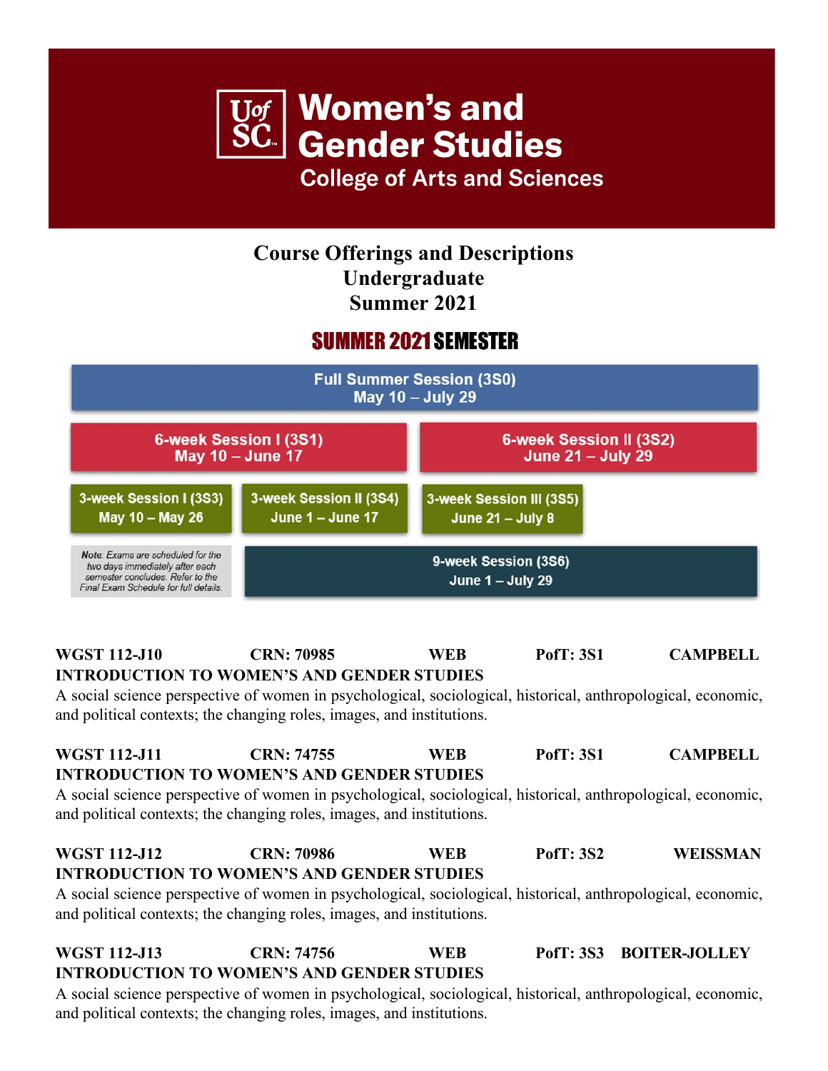# UofSC Women's and Gender Studies

## College of Arts and Sciences

**Course Offerings and Descriptions**
**Undergraduate**
**Summer 2021**

## SUMMER 2021 SEMESTER

**Full Summer Session (3S0)**
May 10 – July 29

**6-week Session I (3S1)**
May 10 – June 17

**6-week Session II (3S2)**
June 21 – July 29

**3-week Session I (3S3)**
May 10 – May 26

**3-week Session II (3S4)**
June 1 – June 17

**3-week Session III (3S5)**
June 21 – July 8

**9-week Session (3S6)**
June 1 – July 29

*Note: Exams are scheduled for the two days immediately after each semester concludes. Refer to the Final Exam Schedule for full details.*

**WGST 112-J10 CRN: 70985 WEB PofT: 3S1 CAMPBELL**
**INTRODUCTION TO WOMEN'S AND GENDER STUDIES**
A social science perspective of women in psychological, sociological, historical, anthropological, economic, and political contexts; the changing roles, images, and institutions.

**WGST 112-J11 CRN: 74755 WEB PofT: 3S1 CAMPBELL**
**INTRODUCTION TO WOMEN'S AND GENDER STUDIES**
A social science perspective of women in psychological, sociological, historical, anthropological, economic, and political contexts; the changing roles, images, and institutions.

**WGST 112-J12 CRN: 70986 WEB PofT: 3S2 WEISSMAN**
**INTRODUCTION TO WOMEN'S AND GENDER STUDIES**
A social science perspective of women in psychological, sociological, historical, anthropological, economic, and political contexts; the changing roles, images, and institutions.

**WGST 112-J13 CRN: 74756 WEB PofT: 3S3 BOITER-JOLLEY**
**INTRODUCTION TO WOMEN'S AND GENDER STUDIES**
A social science perspective of women in psychological, sociological, historical, anthropological, economic, and political contexts; the changing roles, images, and institutions.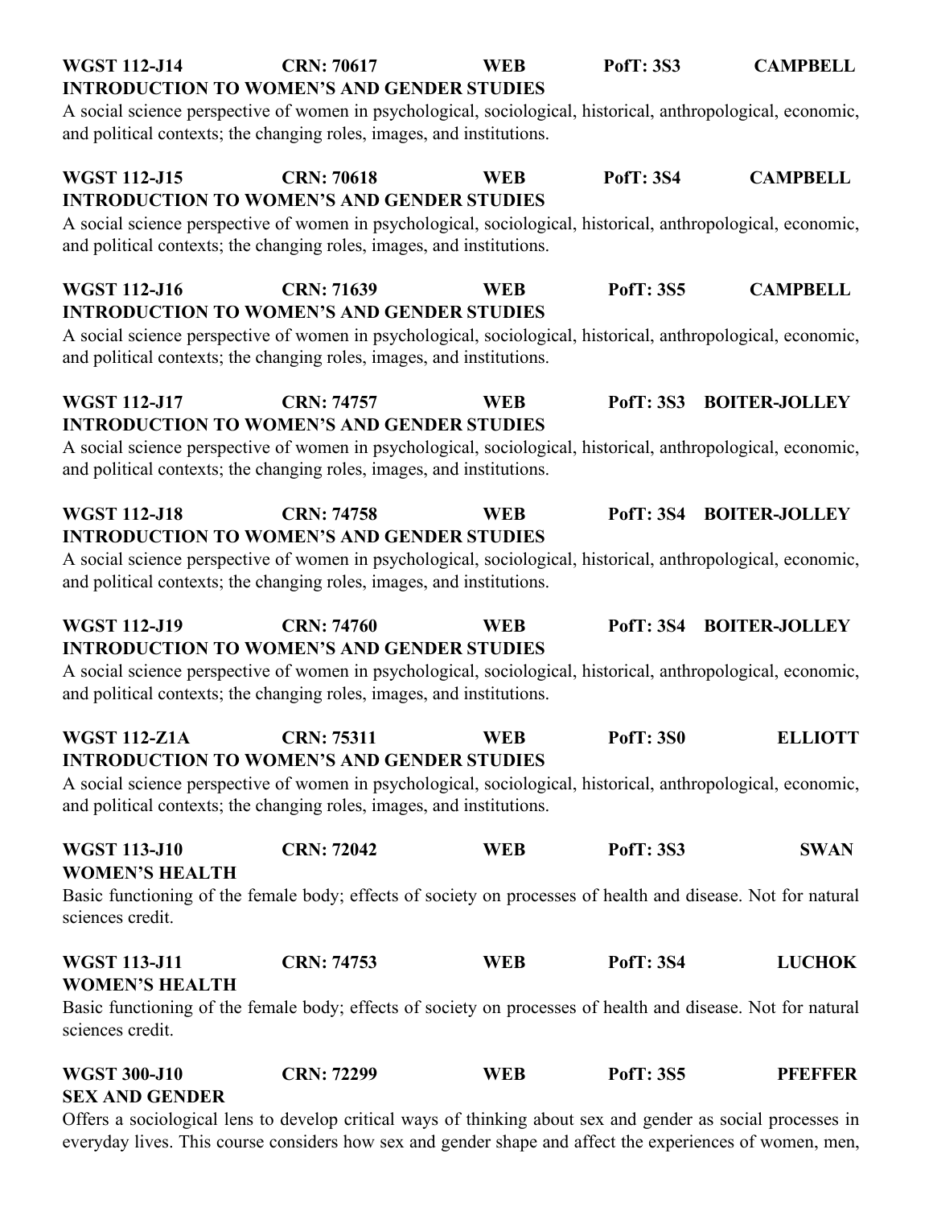**WGST 112-J14 CRN: 70617 WEB PofT: 3S3 CAMPBELL**
**INTRODUCTION TO WOMEN'S AND GENDER STUDIES**
A social science perspective of women in psychological, sociological, historical, anthropological, economic, and political contexts; the changing roles, images, and institutions.

**WGST 112-J15 CRN: 70618 WEB PofT: 3S4 CAMPBELL**
**INTRODUCTION TO WOMEN'S AND GENDER STUDIES**
A social science perspective of women in psychological, sociological, historical, anthropological, economic, and political contexts; the changing roles, images, and institutions.

**WGST 112-J16 CRN: 71639 WEB PofT: 3S5 CAMPBELL**
**INTRODUCTION TO WOMEN'S AND GENDER STUDIES**
A social science perspective of women in psychological, sociological, historical, anthropological, economic, and political contexts; the changing roles, images, and institutions.

**WGST 112-J17 CRN: 74757 WEB PofT: 3S3 BOITER-JOLLEY**
**INTRODUCTION TO WOMEN'S AND GENDER STUDIES**
A social science perspective of women in psychological, sociological, historical, anthropological, economic, and political contexts; the changing roles, images, and institutions.

**WGST 112-J18 CRN: 74758 WEB PofT: 3S4 BOITER-JOLLEY**
**INTRODUCTION TO WOMEN'S AND GENDER STUDIES**
A social science perspective of women in psychological, sociological, historical, anthropological, economic, and political contexts; the changing roles, images, and institutions.

**WGST 112-J19 CRN: 74760 WEB PofT: 3S4 BOITER-JOLLEY**
**INTRODUCTION TO WOMEN'S AND GENDER STUDIES**
A social science perspective of women in psychological, sociological, historical, anthropological, economic, and political contexts; the changing roles, images, and institutions.

**WGST 112-Z1A CRN: 75311 WEB PofT: 3S0 ELLIOTT**
**INTRODUCTION TO WOMEN'S AND GENDER STUDIES**
A social science perspective of women in psychological, sociological, historical, anthropological, economic, and political contexts; the changing roles, images, and institutions.

**WGST 113-J10 CRN: 72042 WEB PofT: 3S3 SWAN**
**WOMEN'S HEALTH**
Basic functioning of the female body; effects of society on processes of health and disease. Not for natural sciences credit.

**WGST 113-J11 CRN: 74753 WEB PofT: 3S4 LUCHOK**
**WOMEN'S HEALTH**
Basic functioning of the female body; effects of society on processes of health and disease. Not for natural sciences credit.

**WGST 300-J10 CRN: 72299 WEB PofT: 3S5 PFEFFER**
**SEX AND GENDER**
Offers a sociological lens to develop critical ways of thinking about sex and gender as social processes in everyday lives. This course considers how sex and gender shape and affect the experiences of women, men,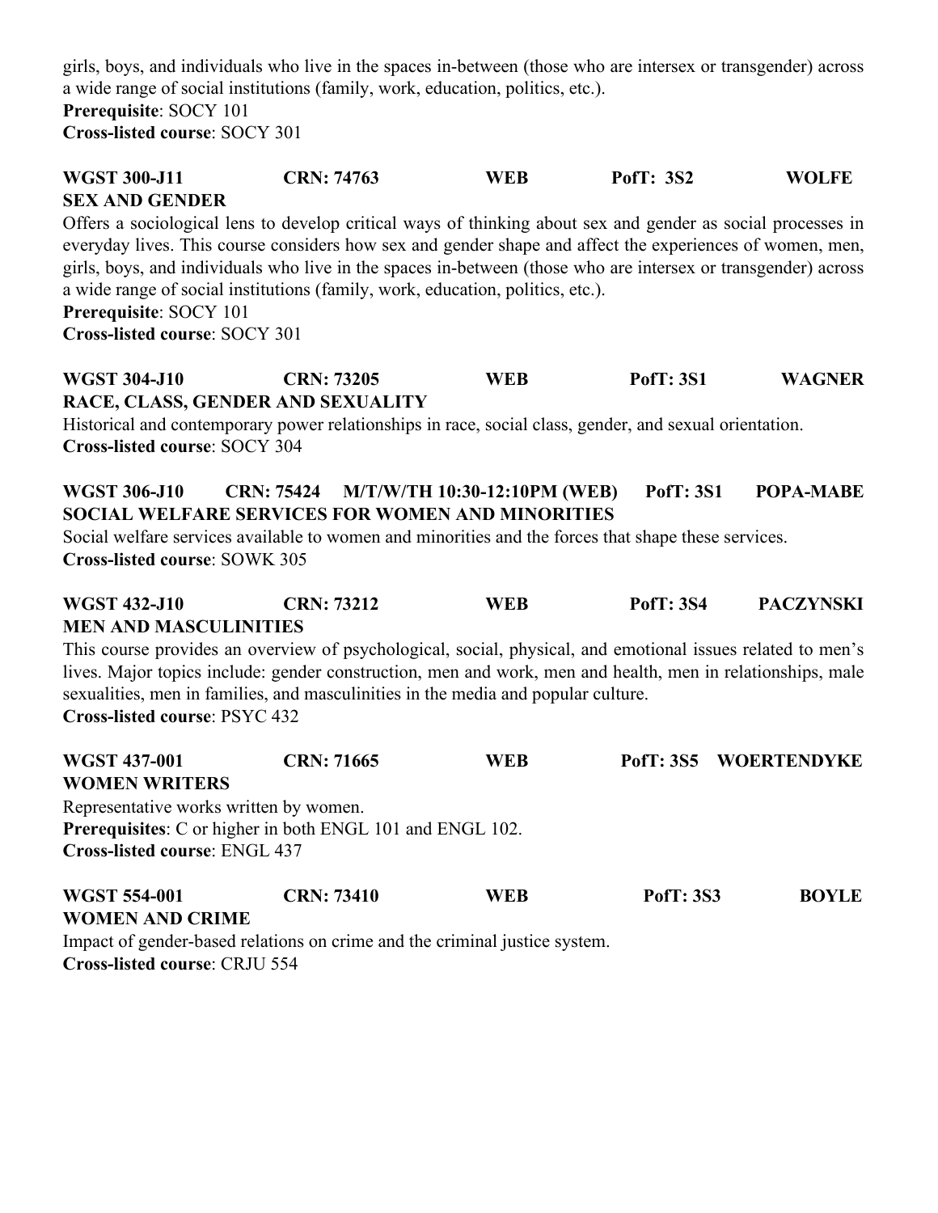girls, boys, and individuals who live in the spaces in-between (those who are intersex or transgender) across a wide range of social institutions (family, work, education, politics, etc.).
**Prerequisite**: SOCY 101
**Cross-listed course**: SOCY 301

**WGST 300-J11 CRN: 74763 WEB PofT: 3S2 WOLFE**
**SEX AND GENDER**
Offers a sociological lens to develop critical ways of thinking about sex and gender as social processes in everyday lives. This course considers how sex and gender shape and affect the experiences of women, men, girls, boys, and individuals who live in the spaces in-between (those who are intersex or transgender) across a wide range of social institutions (family, work, education, politics, etc.).
**Prerequisite**: SOCY 101
**Cross-listed course**: SOCY 301

**WGST 304-J10 CRN: 73205 WEB PofT: 3S1 WAGNER**
**RACE, CLASS, GENDER AND SEXUALITY**
Historical and contemporary power relationships in race, social class, gender, and sexual orientation.
**Cross-listed course**: SOCY 304

**WGST 306-J10 CRN: 75424 M/T/W/TH 10:30-12:10PM (WEB) PofT: 3S1 POPA-MABE**
**SOCIAL WELFARE SERVICES FOR WOMEN AND MINORITIES**
Social welfare services available to women and minorities and the forces that shape these services.
**Cross-listed course**: SOWK 305

**WGST 432-J10 CRN: 73212 WEB PofT: 3S4 PACZYNSKI**
**MEN AND MASCULINITIES**
This course provides an overview of psychological, social, physical, and emotional issues related to men's lives. Major topics include: gender construction, men and work, men and health, men in relationships, male sexualities, men in families, and masculinities in the media and popular culture.
**Cross-listed course**: PSYC 432

**WGST 437-001 CRN: 71665 WEB PofT: 3S5 WOERTENDYKE**
**WOMEN WRITERS**
Representative works written by women.
**Prerequisites**: C or higher in both ENGL 101 and ENGL 102.
**Cross-listed course**: ENGL 437

**WGST 554-001 CRN: 73410 WEB PofT: 3S3 BOYLE**
**WOMEN AND CRIME**
Impact of gender-based relations on crime and the criminal justice system.
**Cross-listed course**: CRJU 554